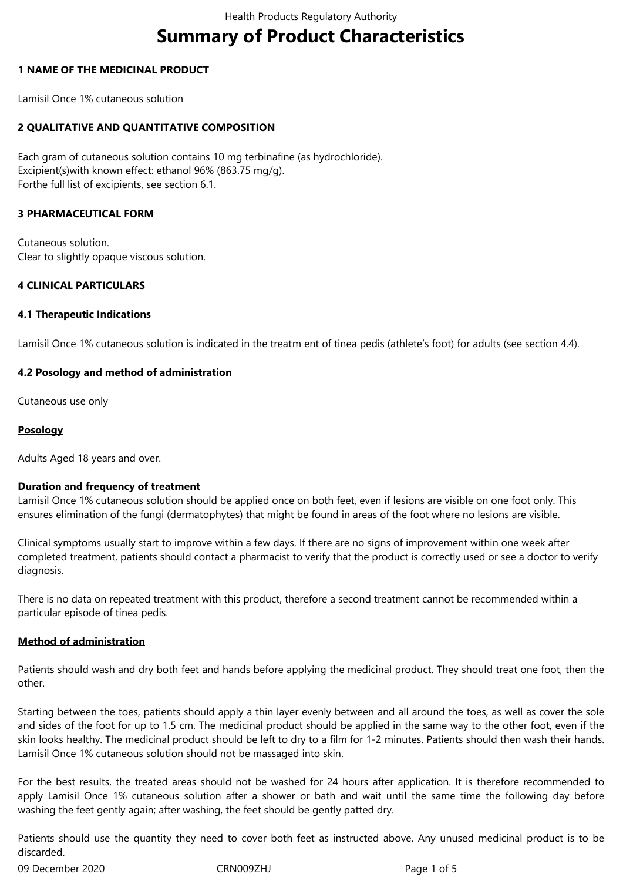# Summary of Product Characteristics

## 1 NAME OF THE MEDICINAL PRODUCT

Lamisil Once 1% cutaneous solution

## 2 QUALITATIVE AND QUANTITATIVE COMPOSITION

Each gram of cutaneous solution contains 10 mg terbinafine (as hydrochloride).
Excipient(s)with known effect: ethanol 96% (863.75 mg/g).
Forthe full list of excipients, see section 6.1.

## 3 PHARMACEUTICAL FORM

Cutaneous solution.
Clear to slightly opaque viscous solution.

## 4 CLINICAL PARTICULARS

### 4.1 Therapeutic Indications

Lamisil Once 1% cutaneous solution is indicated in the treatm ent of tinea pedis (athlete's foot) for adults (see section 4.4).

### 4.2 Posology and method of administration

Cutaneous use only

**Posology**

Adults Aged 18 years and over.

**Duration and frequency of treatment**
Lamisil Once 1% cutaneous solution should be applied once on both feet, even if lesions are visible on one foot only. This ensures elimination of the fungi (dermatophytes) that might be found in areas of the foot where no lesions are visible.

Clinical symptoms usually start to improve within a few days. If there are no signs of improvement within one week after completed treatment, patients should contact a pharmacist to verify that the product is correctly used or see a doctor to verify diagnosis.

There is no data on repeated treatment with this product, therefore a second treatment cannot be recommended within a particular episode of tinea pedis.

**Method of administration**

Patients should wash and dry both feet and hands before applying the medicinal product. They should treat one foot, then the other.

Starting between the toes, patients should apply a thin layer evenly between and all around the toes, as well as cover the sole and sides of the foot for up to 1.5 cm. The medicinal product should be applied in the same way to the other foot, even if the skin looks healthy. The medicinal product should be left to dry to a film for 1-2 minutes. Patients should then wash their hands. Lamisil Once 1% cutaneous solution should not be massaged into skin.

For the best results, the treated areas should not be washed for 24 hours after application. It is therefore recommended to apply Lamisil Once 1% cutaneous solution after a shower or bath and wait until the same time the following day before washing the feet gently again; after washing, the feet should be gently patted dry.

Patients should use the quantity they need to cover both feet as instructed above. Any unused medicinal product is to be discarded.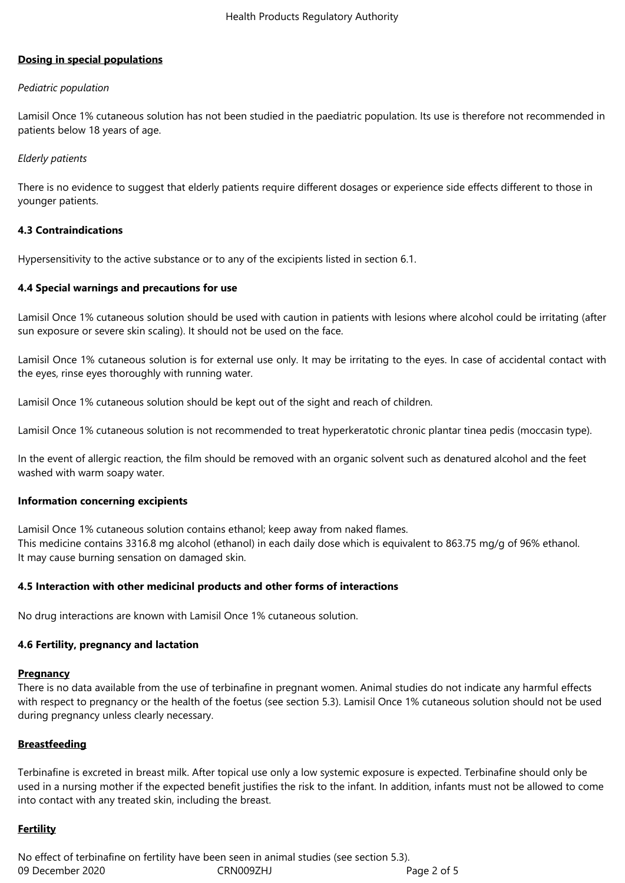**Dosing in special populations**

*Pediatric population*

Lamisil Once 1% cutaneous solution has not been studied in the paediatric population. Its use is therefore not recommended in patients below 18 years of age.

*Elderly patients*

There is no evidence to suggest that elderly patients require different dosages or experience side effects different to those in younger patients.

**4.3 Contraindications**

Hypersensitivity to the active substance or to any of the excipients listed in section 6.1.

**4.4 Special warnings and precautions for use**

Lamisil Once 1% cutaneous solution should be used with caution in patients with lesions where alcohol could be irritating (after sun exposure or severe skin scaling). It should not be used on the face.

Lamisil Once 1% cutaneous solution is for external use only. It may be irritating to the eyes. In case of accidental contact with the eyes, rinse eyes thoroughly with running water.

Lamisil Once 1% cutaneous solution should be kept out of the sight and reach of children.

Lamisil Once 1% cutaneous solution is not recommended to treat hyperkeratotic chronic plantar tinea pedis (moccasin type).

In the event of allergic reaction, the film should be removed with an organic solvent such as denatured alcohol and the feet washed with warm soapy water.

**Information concerning excipients**

Lamisil Once 1% cutaneous solution contains ethanol; keep away from naked flames.
This medicine contains 3316.8 mg alcohol (ethanol) in each daily dose which is equivalent to 863.75 mg/g of 96% ethanol.
It may cause burning sensation on damaged skin.

**4.5 Interaction with other medicinal products and other forms of interactions**

No drug interactions are known with Lamisil Once 1% cutaneous solution.

**4.6 Fertility, pregnancy and lactation**

**Pregnancy**
There is no data available from the use of terbinafine in pregnant women. Animal studies do not indicate any harmful effects with respect to pregnancy or the health of the foetus (see section 5.3). Lamisil Once 1% cutaneous solution should not be used during pregnancy unless clearly necessary.

**Breastfeeding**

Terbinafine is excreted in breast milk. After topical use only a low systemic exposure is expected. Terbinafine should only be used in a nursing mother if the expected benefit justifies the risk to the infant. In addition, infants must not be allowed to come into contact with any treated skin, including the breast.

**Fertility**

No effect of terbinafine on fertility have been seen in animal studies (see section 5.3).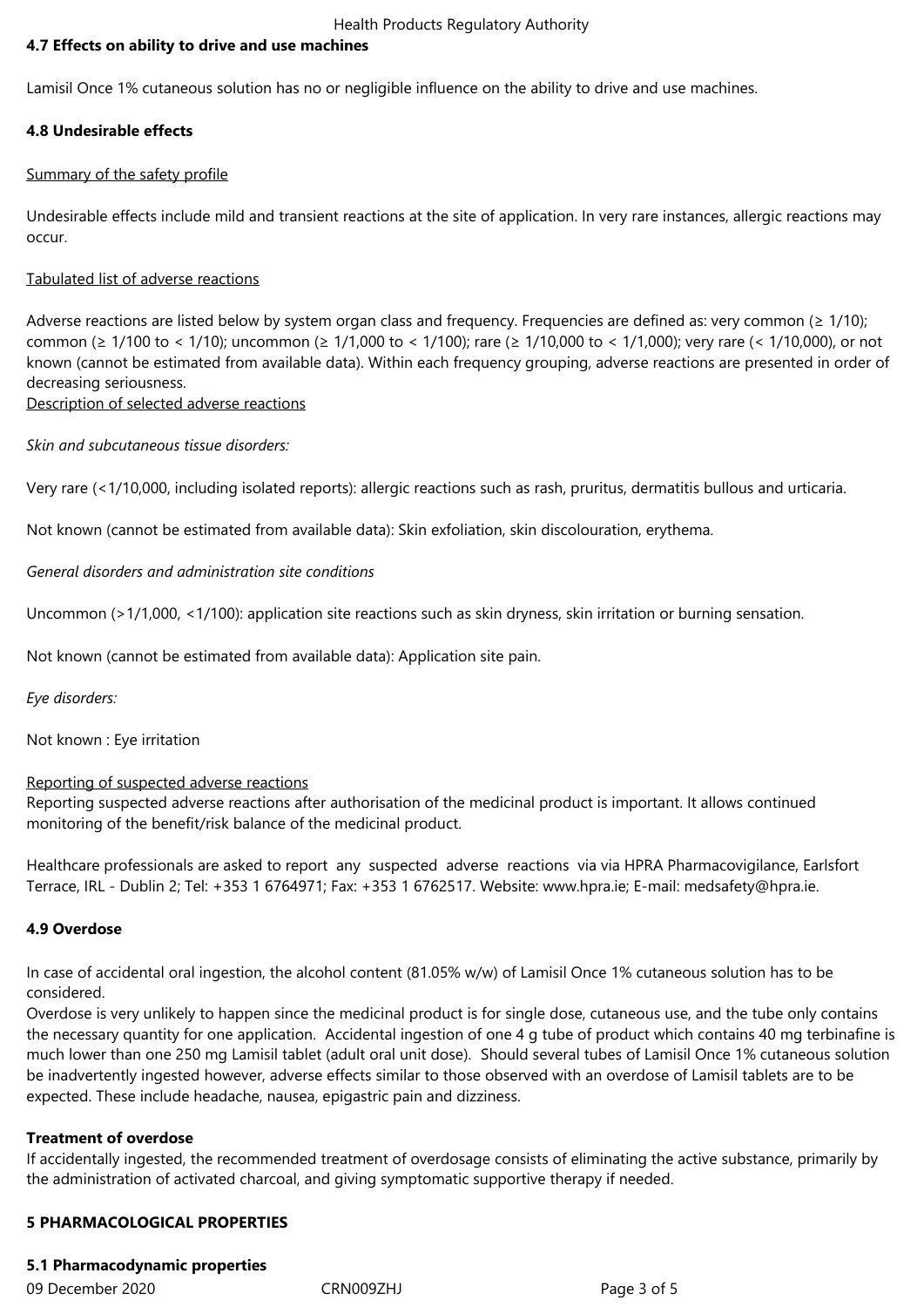### 4.7 Effects on ability to drive and use machines

Lamisil Once 1% cutaneous solution has no or negligible influence on the ability to drive and use machines.

### 4.8 Undesirable effects

Summary of the safety profile

Undesirable effects include mild and transient reactions at the site of application. In very rare instances, allergic reactions may occur.

Tabulated list of adverse reactions

Adverse reactions are listed below by system organ class and frequency. Frequencies are defined as: very common (≥ 1/10); common (≥ 1/100 to < 1/10); uncommon (≥ 1/1,000 to < 1/100); rare (≥ 1/10,000 to < 1/1,000); very rare (< 1/10,000), or not known (cannot be estimated from available data). Within each frequency grouping, adverse reactions are presented in order of decreasing seriousness.
Description of selected adverse reactions

*Skin and subcutaneous tissue disorders:*

Very rare (<1/10,000, including isolated reports): allergic reactions such as rash, pruritus, dermatitis bullous and urticaria.

Not known (cannot be estimated from available data): Skin exfoliation, skin discolouration, erythema.

*General disorders and administration site conditions*

Uncommon (>1/1,000, <1/100): application site reactions such as skin dryness, skin irritation or burning sensation.

Not known (cannot be estimated from available data): Application site pain.

*Eye disorders:*

Not known : Eye irritation

Reporting of suspected adverse reactions
Reporting suspected adverse reactions after authorisation of the medicinal product is important. It allows continued monitoring of the benefit/risk balance of the medicinal product.

Healthcare professionals are asked to report any suspected adverse reactions via via HPRA Pharmacovigilance, Earlsfort Terrace, IRL - Dublin 2; Tel: +353 1 6764971; Fax: +353 1 6762517. Website: www.hpra.ie; E-mail: medsafety@hpra.ie.

### 4.9 Overdose

In case of accidental oral ingestion, the alcohol content (81.05% w/w) of Lamisil Once 1% cutaneous solution has to be considered.
Overdose is very unlikely to happen since the medicinal product is for single dose, cutaneous use, and the tube only contains the necessary quantity for one application. Accidental ingestion of one 4 g tube of product which contains 40 mg terbinafine is much lower than one 250 mg Lamisil tablet (adult oral unit dose). Should several tubes of Lamisil Once 1% cutaneous solution be inadvertently ingested however, adverse effects similar to those observed with an overdose of Lamisil tablets are to be expected. These include headache, nausea, epigastric pain and dizziness.

**Treatment of overdose**
If accidentally ingested, the recommended treatment of overdosage consists of eliminating the active substance, primarily by the administration of activated charcoal, and giving symptomatic supportive therapy if needed.

## 5 PHARMACOLOGICAL PROPERTIES

### 5.1 Pharmacodynamic properties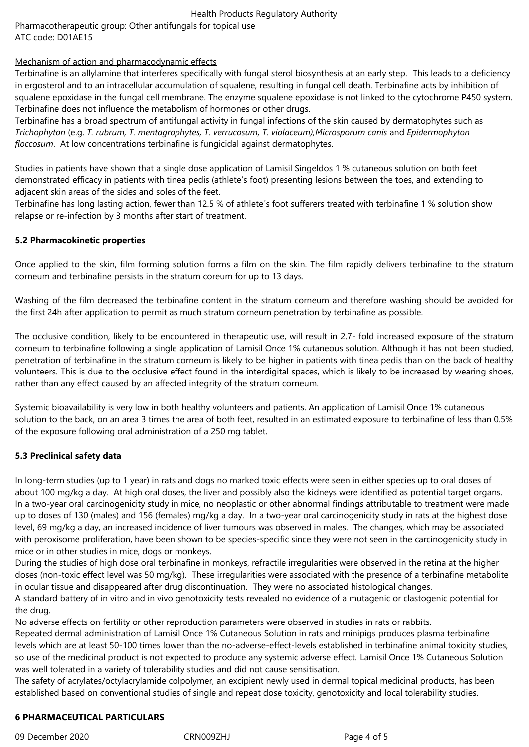Pharmacotherapeutic group: Other antifungals for topical use
ATC code: D01AE15

Mechanism of action and pharmacodynamic effects

Terbinafine is an allylamine that interferes specifically with fungal sterol biosynthesis at an early step. This leads to a deficiency in ergosterol and to an intracellular accumulation of squalene, resulting in fungal cell death. Terbinafine acts by inhibition of squalene epoxidase in the fungal cell membrane. The enzyme squalene epoxidase is not linked to the cytochrome P450 system. Terbinafine does not influence the metabolism of hormones or other drugs.

Terbinafine has a broad spectrum of antifungal activity in fungal infections of the skin caused by dermatophytes such as *Trichophyton* (e.g. *T. rubrum, T. mentagrophytes, T. verrucosum, T. violaceum),Microsporum canis* and *Epidermophyton floccosum*. At low concentrations terbinafine is fungicidal against dermatophytes.

Studies in patients have shown that a single dose application of Lamisil Singeldos 1 % cutaneous solution on both feet demonstrated efficacy in patients with tinea pedis (athlete's foot) presenting lesions between the toes, and extending to adjacent skin areas of the sides and soles of the feet.

Terbinafine has long lasting action, fewer than 12.5 % of athlete´s foot sufferers treated with terbinafine 1 % solution show relapse or re-infection by 3 months after start of treatment.

**5.2 Pharmacokinetic properties**

Once applied to the skin, film forming solution forms a film on the skin. The film rapidly delivers terbinafine to the stratum corneum and terbinafine persists in the stratum coreum for up to 13 days.

Washing of the film decreased the terbinafine content in the stratum corneum and therefore washing should be avoided for the first 24h after application to permit as much stratum corneum penetration by terbinafine as possible.

The occlusive condition, likely to be encountered in therapeutic use, will result in 2.7- fold increased exposure of the stratum corneum to terbinafine following a single application of Lamisil Once 1% cutaneous solution. Although it has not been studied, penetration of terbinafine in the stratum corneum is likely to be higher in patients with tinea pedis than on the back of healthy volunteers. This is due to the occlusive effect found in the interdigital spaces, which is likely to be increased by wearing shoes, rather than any effect caused by an affected integrity of the stratum corneum.

Systemic bioavailability is very low in both healthy volunteers and patients. An application of Lamisil Once 1% cutaneous solution to the back, on an area 3 times the area of both feet, resulted in an estimated exposure to terbinafine of less than 0.5% of the exposure following oral administration of a 250 mg tablet.

**5.3 Preclinical safety data**

In long-term studies (up to 1 year) in rats and dogs no marked toxic effects were seen in either species up to oral doses of about 100 mg/kg a day. At high oral doses, the liver and possibly also the kidneys were identified as potential target organs. In a two-year oral carcinogenicity study in mice, no neoplastic or other abnormal findings attributable to treatment were made up to doses of 130 (males) and 156 (females) mg/kg a day. In a two-year oral carcinogenicity study in rats at the highest dose level, 69 mg/kg a day, an increased incidence of liver tumours was observed in males. The changes, which may be associated with peroxisome proliferation, have been shown to be species-specific since they were not seen in the carcinogenicity study in mice or in other studies in mice, dogs or monkeys.

During the studies of high dose oral terbinafine in monkeys, refractile irregularities were observed in the retina at the higher doses (non-toxic effect level was 50 mg/kg). These irregularities were associated with the presence of a terbinafine metabolite in ocular tissue and disappeared after drug discontinuation. They were no associated histological changes.

A standard battery of in vitro and in vivo genotoxicity tests revealed no evidence of a mutagenic or clastogenic potential for the drug.

No adverse effects on fertility or other reproduction parameters were observed in studies in rats or rabbits.

Repeated dermal administration of Lamisil Once 1% Cutaneous Solution in rats and minipigs produces plasma terbinafine levels which are at least 50-100 times lower than the no-adverse-effect-levels established in terbinafine animal toxicity studies, so use of the medicinal product is not expected to produce any systemic adverse effect. Lamisil Once 1% Cutaneous Solution was well tolerated in a variety of tolerability studies and did not cause sensitisation.

The safety of acrylates/octylacrylamide colpolymer, an excipient newly used in dermal topical medicinal products, has been established based on conventional studies of single and repeat dose toxicity, genotoxicity and local tolerability studies.

**6 PHARMACEUTICAL PARTICULARS**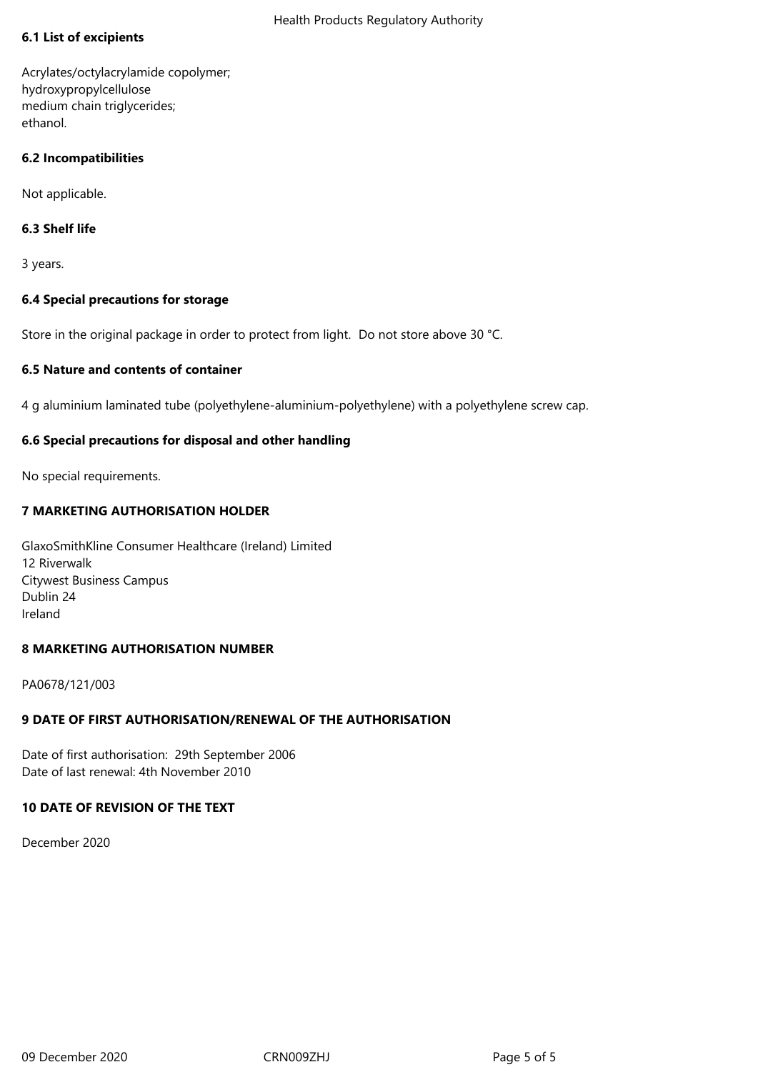### 6.1 List of excipients

Acrylates/octylacrylamide copolymer;
hydroxypropylcellulose
medium chain triglycerides;
ethanol.

### 6.2 Incompatibilities

Not applicable.

### 6.3 Shelf life

3 years.

### 6.4 Special precautions for storage

Store in the original package in order to protect from light. Do not store above 30 °C.

### 6.5 Nature and contents of container

4 g aluminium laminated tube (polyethylene-aluminium-polyethylene) with a polyethylene screw cap.

### 6.6 Special precautions for disposal and other handling

No special requirements.

## 7 MARKETING AUTHORISATION HOLDER

GlaxoSmithKline Consumer Healthcare (Ireland) Limited
12 Riverwalk
Citywest Business Campus
Dublin 24
Ireland

## 8 MARKETING AUTHORISATION NUMBER

PA0678/121/003

## 9 DATE OF FIRST AUTHORISATION/RENEWAL OF THE AUTHORISATION

Date of first authorisation: 29th September 2006
Date of last renewal: 4th November 2010

## 10 DATE OF REVISION OF THE TEXT

December 2020